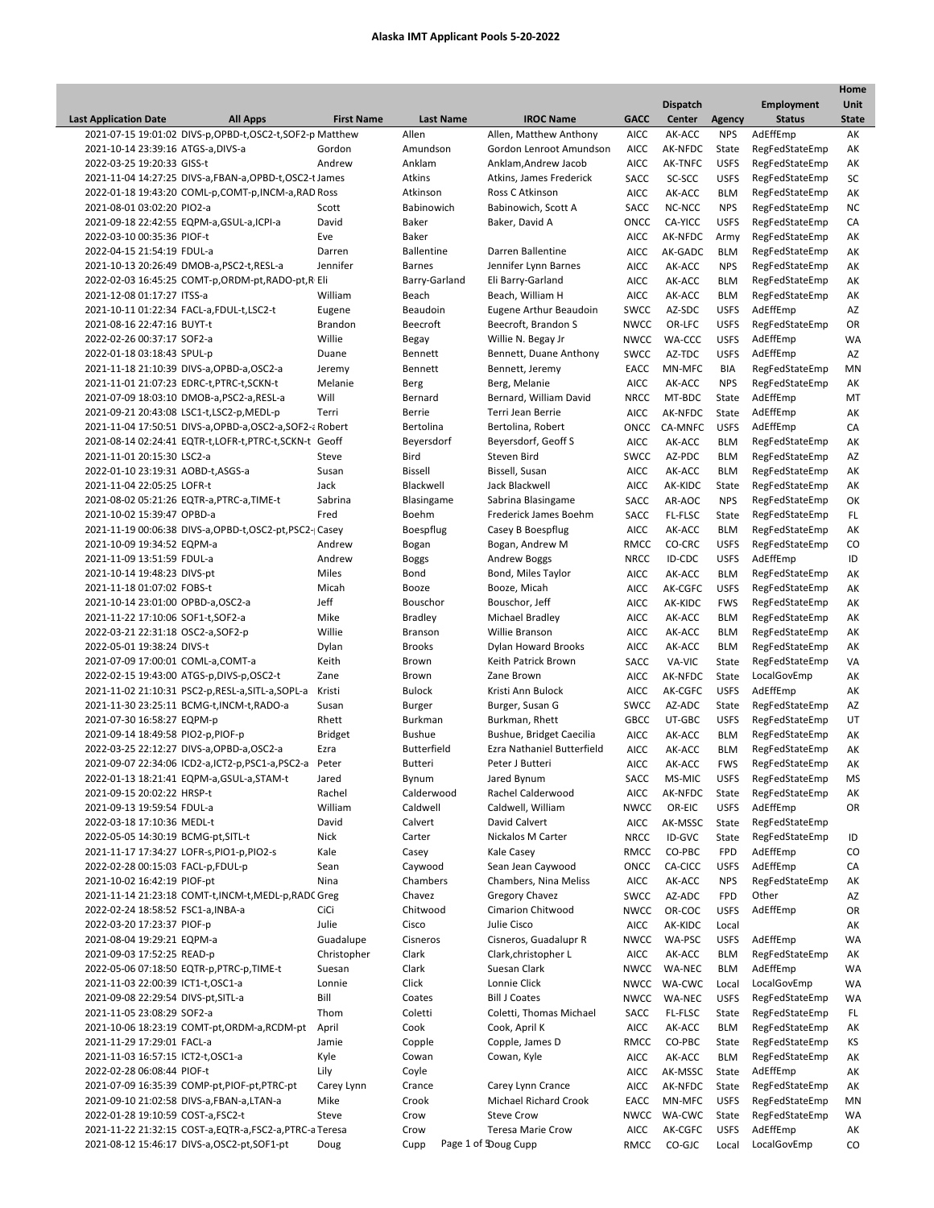# Alaska IMT Applicant Pools 5-20-2022

| Last Application Date | All Apps | First Name | Last Name | IROC Name | GACC | Dispatch Center | Agency | Employment Status | Home Unit State |
|---|---|---|---|---|---|---|---|---|---|
| 2021-07-15 19:01:02 | DIVS-p,OPBD-t,OSC2-t,SOF2-p | Matthew | Allen | Allen, Matthew Anthony | AICC | AK-ACC | NPS | AdEffEmp | AK |
| 2021-10-14 23:39:16 | ATGS-a,DIVS-a | Gordon | Amundson | Gordon Lenroot Amundson | AICC | AK-NFDC | State | RegFedStateEmp | AK |
| 2022-03-25 19:20:33 | GISS-t | Andrew | Anklam | Anklam,Andrew Jacob | AICC | AK-TNFC | USFS | RegFedStateEmp | AK |
| 2021-11-04 14:27:25 | DIVS-a,FBAN-a,OPBD-t,OSC2-t | James | Atkins | Atkins, James Frederick | SACC | SC-SCC | USFS | RegFedStateEmp | SC |
| 2022-01-18 19:43:20 | COML-p,COMT-p,INCM-a,RAD | Ross | Atkinson | Ross C Atkinson | AICC | AK-ACC | BLM | RegFedStateEmp | AK |
| 2021-08-01 03:02:20 | PIO2-a | Scott | Babinowich | Babinowich, Scott A | SACC | NC-NCC | NPS | RegFedStateEmp | NC |
| 2021-09-18 22:42:55 | EQPM-a,GSUL-a,ICPI-a | David | Baker | Baker, David A | ONCC | CA-YICC | USFS | RegFedStateEmp | CA |
| 2022-03-10 00:35:36 | PIOF-t | Eve | Baker | | AICC | AK-NFDC | Army | RegFedStateEmp | AK |
| 2022-04-15 21:54:19 | FDUL-a | Darren | Ballentine | Darren Ballentine | AICC | AK-GADC | BLM | RegFedStateEmp | AK |
| 2021-10-13 20:26:49 | DMOB-a,PSC2-t,RESL-a | Jennifer | Barnes | Jennifer Lynn Barnes | AICC | AK-ACC | NPS | RegFedStateEmp | AK |
| 2022-02-03 16:45:25 | COMT-p,ORDM-pt,RADO-pt,R | Eli | Barry-Garland | Eli Barry-Garland | AICC | AK-ACC | BLM | RegFedStateEmp | AK |
| 2021-12-08 01:17:27 | ITSS-a | William | Beach | Beach, William H | AICC | AK-ACC | BLM | RegFedStateEmp | AK |
| 2021-10-11 01:22:34 | FACL-a,FDUL-t,LSC2-t | Eugene | Beaudoin | Eugene Arthur Beaudoin | SWCC | AZ-SDC | USFS | AdEffEmp | AZ |
| 2021-08-16 22:47:16 | BUYT-t | Brandon | Beecroft | Beecroft, Brandon S | NWCC | OR-LFC | USFS | RegFedStateEmp | OR |
| 2022-02-26 00:37:17 | SOF2-a | Willie | Begay | Willie N. Begay Jr | NWCC | WA-CCC | USFS | AdEffEmp | WA |
| 2022-01-18 03:18:43 | SPUL-p | Duane | Bennett | Bennett, Duane Anthony | SWCC | AZ-TDC | USFS | AdEffEmp | AZ |
| 2021-11-18 21:10:39 | DIVS-a,OPBD-a,OSC2-a | Jeremy | Bennett | Bennett, Jeremy | EACC | MN-MFC | BIA | RegFedStateEmp | MN |
| 2021-11-01 21:07:23 | EDRC-t,PTRC-t,SCKN-t | Melanie | Berg | Berg, Melanie | AICC | AK-ACC | NPS | RegFedStateEmp | AK |
| 2021-07-09 18:03:10 | DMOB-a,PSC2-a,RESL-a | Will | Bernard | Bernard, William David | NRCC | MT-BDC | State | AdEffEmp | MT |
| 2021-09-21 20:43:08 | LSC1-t,LSC2-p,MEDL-p | Terri | Berrie | Terri Jean Berrie | AICC | AK-NFDC | State | AdEffEmp | AK |
| 2021-11-04 17:50:51 | DIVS-a,OPBD-a,OSC2-a,SOF2-a | Robert | Bertolina | Bertolina, Robert | ONCC | CA-MNFC | USFS | AdEffEmp | CA |
| 2021-08-14 02:24:41 | EQTR-t,LOFR-t,PTRC-t,SCKN-t | Geoff | Beyersdorf | Beyersdorf, Geoff S | AICC | AK-ACC | BLM | RegFedStateEmp | AK |
| 2021-11-01 20:15:30 | LSC2-a | Steve | Bird | Steven Bird | SWCC | AZ-PDC | BLM | RegFedStateEmp | AZ |
| 2022-01-10 23:19:31 | AOBD-t,ASGS-a | Susan | Bissell | Bissell, Susan | AICC | AK-ACC | BLM | RegFedStateEmp | AK |
| 2021-11-04 22:05:25 | LOFR-t | Jack | Blackwell | Jack Blackwell | AICC | AK-KIDC | State | RegFedStateEmp | AK |
| 2021-08-02 05:21:26 | EQTR-a,PTRC-a,TIME-t | Sabrina | Blasingame | Sabrina Blasingame | SACC | AR-AOC | NPS | RegFedStateEmp | OK |
| 2021-10-02 15:39:47 | OPBD-a | Fred | Boehm | Frederick James Boehm | SACC | FL-FLSC | State | RegFedStateEmp | FL |
| 2021-11-19 00:06:38 | DIVS-a,OPBD-t,OSC2-pt,PSC2- | Casey | Boespflug | Casey B Boespflug | AICC | AK-ACC | BLM | RegFedStateEmp | AK |
| 2021-10-09 19:34:52 | EQPM-a | Andrew | Bogan | Bogan, Andrew M | RMCC | CO-CRC | USFS | RegFedStateEmp | CO |
| 2021-11-09 13:51:59 | FDUL-a | Andrew | Boggs | Andrew Boggs | NRCC | ID-CDC | USFS | AdEffEmp | ID |
| 2021-10-14 19:48:23 | DIVS-pt | Miles | Bond | Bond, Miles Taylor | AICC | AK-ACC | BLM | RegFedStateEmp | AK |
| 2021-11-18 01:07:02 | FOBS-t | Micah | Booze | Booze, Micah | AICC | AK-CGFC | USFS | RegFedStateEmp | AK |
| 2021-10-14 23:01:00 | OPBD-a,OSC2-a | Jeff | Bouschor | Bouschor, Jeff | AICC | AK-KIDC | FWS | RegFedStateEmp | AK |
| 2021-11-22 17:10:06 | SOF1-t,SOF2-a | Mike | Bradley | Michael Bradley | AICC | AK-ACC | BLM | RegFedStateEmp | AK |
| 2022-03-21 22:31:18 | OSC2-a,SOF2-p | Willie | Branson | Willie Branson | AICC | AK-ACC | BLM | RegFedStateEmp | AK |
| 2022-05-01 19:38:24 | DIVS-t | Dylan | Brooks | Dylan Howard Brooks | AICC | AK-ACC | BLM | RegFedStateEmp | AK |
| 2021-07-09 17:00:01 | COML-a,COMT-a | Keith | Brown | Keith Patrick Brown | SACC | VA-VIC | State | RegFedStateEmp | VA |
| 2022-02-15 19:43:00 | ATGS-p,DIVS-p,OSC2-t | Zane | Brown | Zane Brown | AICC | AK-NFDC | State | LocalGovEmp | AK |
| 2021-11-02 21:10:31 | PSC2-p,RESL-a,SITL-a,SOPL-a | Kristi | Bulock | Kristi Ann Bulock | AICC | AK-CGFC | USFS | AdEffEmp | AK |
| 2021-11-30 23:25:11 | BCMG-t,INCM-t,RADO-a | Susan | Burger | Burger, Susan G | SWCC | AZ-ADC | State | RegFedStateEmp | AZ |
| 2021-07-30 16:58:27 | EQPM-p | Rhett | Burkman | Burkman, Rhett | GBCC | UT-GBC | USFS | RegFedStateEmp | UT |
| 2021-09-14 18:49:58 | PIO2-p,PIOF-p | Bridget | Bushue | Bushue, Bridget Caecilia | AICC | AK-ACC | BLM | RegFedStateEmp | AK |
| 2022-03-25 22:12:27 | DIVS-a,OPBD-a,OSC2-a | Ezra | Butterfield | Ezra Nathaniel Butterfield | AICC | AK-ACC | BLM | RegFedStateEmp | AK |
| 2021-09-07 22:34:06 | ICD2-a,ICT2-p,PSC1-a,PSC2-a | Peter | Butteri | Peter J Butteri | AICC | AK-ACC | FWS | RegFedStateEmp | AK |
| 2022-01-13 18:21:41 | EQPM-a,GSUL-a,STAM-t | Jared | Bynum | Jared Bynum | SACC | MS-MIC | USFS | RegFedStateEmp | MS |
| 2021-09-15 20:02:22 | HRSP-t | Rachel | Calderwood | Rachel Calderwood | AICC | AK-NFDC | State | RegFedStateEmp | AK |
| 2021-09-13 19:59:54 | FDUL-a | William | Caldwell | Caldwell, William | NWCC | OR-EIC | USFS | AdEffEmp | OR |
| 2022-03-18 17:10:36 | MEDL-t | David | Calvert | David Calvert | AICC | AK-MSSC | State | RegFedStateEmp | |
| 2022-05-05 14:30:19 | BCMG-pt,SITL-t | Nick | Carter | Nickalos M Carter | NRCC | ID-GVC | State | RegFedStateEmp | ID |
| 2021-11-17 17:34:27 | LOFR-s,PIO1-p,PIO2-s | Kale | Casey | Kale Casey | RMCC | CO-PBC | FPD | AdEffEmp | CO |
| 2022-02-28 00:15:03 | FACL-p,FDUL-p | Sean | Caywood | Sean Jean Caywood | ONCC | CA-CICC | USFS | AdEffEmp | CA |
| 2021-10-02 16:42:19 | PIOF-pt | Nina | Chambers | Chambers, Nina Meliss | AICC | AK-ACC | NPS | RegFedStateEmp | AK |
| 2021-11-14 21:23:18 | COMT-t,INCM-t,MEDL-p,RADO | Greg | Chavez | Gregory Chavez | SWCC | AZ-ADC | FPD | Other | AZ |
| 2022-02-24 18:58:52 | FSC1-a,INBA-a | CiCi | Chitwood | Cimarion Chitwood | NWCC | OR-COC | USFS | AdEffEmp | OR |
| 2022-03-20 17:23:37 | PIOF-p | Julie | Cisco | Julie Cisco | AICC | AK-KIDC | Local | | AK |
| 2021-08-04 19:29:21 | EQPM-a | Guadalupe | Cisneros | Cisneros, Guadalupr R | NWCC | WA-PSC | USFS | AdEffEmp | WA |
| 2021-09-03 17:52:25 | READ-p | Christopher | Clark | Clark,christopher L | AICC | AK-ACC | BLM | RegFedStateEmp | AK |
| 2022-05-06 07:18:50 | EQTR-p,PTRC-p,TIME-t | Suesan | Clark | Suesan Clark | NWCC | WA-NEC | BLM | AdEffEmp | WA |
| 2021-11-03 22:00:39 | ICT1-t,OSC1-a | Lonnie | Click | Lonnie Click | NWCC | WA-CWC | Local | LocalGovEmp | WA |
| 2021-09-08 22:29:54 | DIVS-pt,SITL-a | Bill | Coates | Bill J Coates | NWCC | WA-NEC | USFS | RegFedStateEmp | WA |
| 2021-11-05 23:08:29 | SOF2-a | Thom | Coletti | Coletti, Thomas Michael | SACC | FL-FLSC | State | RegFedStateEmp | FL |
| 2021-10-06 18:23:19 | COMT-pt,ORDM-a,RCDM-pt | April | Cook | Cook, April K | AICC | AK-ACC | BLM | RegFedStateEmp | AK |
| 2021-11-29 17:29:01 | FACL-a | Jamie | Copple | Copple, James D | RMCC | CO-PBC | State | RegFedStateEmp | KS |
| 2021-11-03 16:57:15 | ICT2-t,OSC1-a | Kyle | Cowan | Cowan, Kyle | AICC | AK-ACC | BLM | RegFedStateEmp | AK |
| 2022-02-28 06:08:44 | PIOF-t | Lily | Coyle | | AICC | AK-MSSC | State | AdEffEmp | AK |
| 2021-07-09 16:35:39 | COMP-pt,PIOF-pt,PTRC-pt | Carey Lynn | Crance | Carey Lynn Crance | AICC | AK-NFDC | State | RegFedStateEmp | AK |
| 2021-09-10 21:02:58 | DIVS-a,FBAN-a,LTAN-a | Mike | Crook | Michael Richard Crook | EACC | MN-MFC | USFS | RegFedStateEmp | MN |
| 2022-01-28 19:10:59 | COST-a,FSC2-t | Steve | Crow | Steve Crow | NWCC | WA-CWC | State | RegFedStateEmp | WA |
| 2021-11-22 21:32:15 | COST-a,EQTR-a,FSC2-a,PTRC-a | Teresa | Crow | Teresa Marie Crow | AICC | AK-CGFC | USFS | AdEffEmp | AK |
| 2021-08-12 15:46:17 | DIVS-a,OSC2-pt,SOF1-pt | Doug | Cupp | Doug Cupp | RMCC | CO-GJC | Local | LocalGovEmp | CO |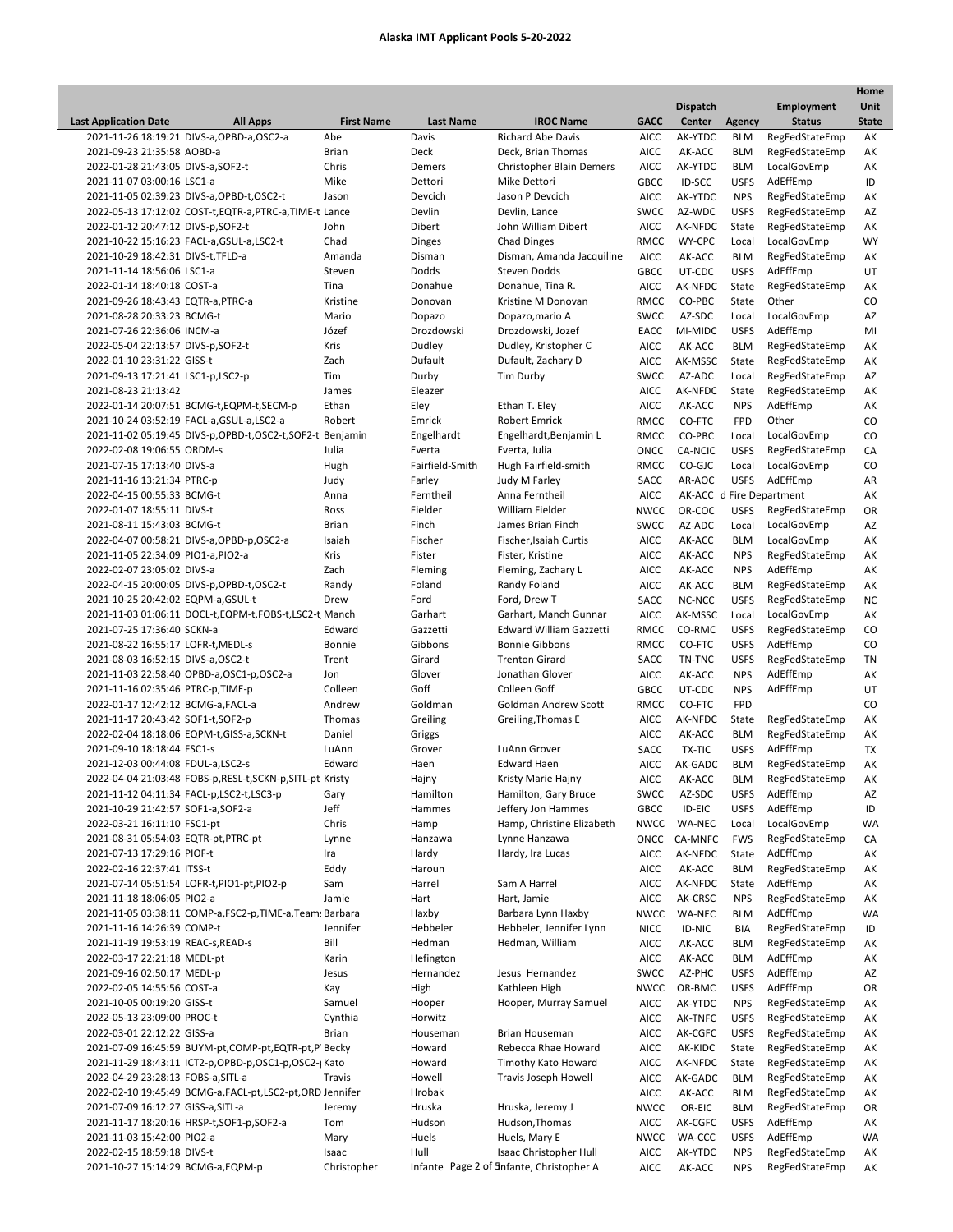**Alaska IMT Applicant Pools 5-20-2022**

| Last Application Date | All Apps | First Name | Last Name | IROC Name | GACC | Dispatch Center | Agency | Employment Status | Home Unit State |
|---|---|---|---|---|---|---|---|---|---|
| 2021-11-26 18:19:21 | DIVS-a,OPBD-a,OSC2-a | Abe | Davis | Richard Abe Davis | AICC | AK-YTDC | BLM | RegFedStateEmp | AK |
| 2021-09-23 21:35:58 | AOBD-a | Brian | Deck | Deck, Brian Thomas | AICC | AK-ACC | BLM | RegFedStateEmp | AK |
| 2022-01-28 21:43:05 | DIVS-a,SOF2-t | Chris | Demers | Christopher Blain Demers | AICC | AK-YTDC | BLM | LocalGovEmp | AK |
| 2021-11-07 03:00:16 | LSC1-a | Mike | Dettori | Mike Dettori | GBCC | ID-SCC | USFS | AdEffEmp | ID |
| 2021-11-05 02:39:23 | DIVS-a,OPBD-t,OSC2-t | Jason | Devcich | Jason P Devcich | AICC | AK-YTDC | NPS | RegFedStateEmp | AK |
| 2022-05-13 17:12:02 | COST-t,EQTR-a,PTRC-a,TIME-t | Lance | Devlin | Devlin, Lance | SWCC | AZ-WDC | USFS | RegFedStateEmp | AZ |
| 2022-01-12 20:47:12 | DIVS-p,SOF2-t | John | Dibert | John William Dibert | AICC | AK-NFDC | State | RegFedStateEmp | AK |
| 2021-10-22 15:16:23 | FACL-a,GSUL-a,LSC2-t | Chad | Dinges | Chad Dinges | RMCC | WY-CPC | Local | LocalGovEmp | WY |
| 2021-10-29 18:42:31 | DIVS-t,TFLD-a | Amanda | Disman | Disman, Amanda Jacquiline | AICC | AK-ACC | BLM | RegFedStateEmp | AK |
| 2021-11-14 18:56:06 | LSC1-a | Steven | Dodds | Steven Dodds | GBCC | UT-CDC | USFS | AdEffEmp | UT |
| 2022-01-14 18:40:18 | COST-a | Tina | Donahue | Donahue, Tina R. | AICC | AK-NFDC | State | RegFedStateEmp | AK |
| 2021-09-26 18:43:43 | EQTR-a,PTRC-a | Kristine | Donovan | Kristine M Donovan | RMCC | CO-PBC | State | Other | CO |
| 2021-08-28 20:33:23 | BCMG-t | Mario | Dopazo | Dopazo,mario A | SWCC | AZ-SDC | Local | LocalGovEmp | AZ |
| 2021-07-26 22:36:06 | INCM-a | Józef | Drozdowski | Drozdowski, Józef | EACC | MI-MIDC | USFS | AdEffEmp | MI |
| 2022-05-04 22:13:57 | DIVS-p,SOF2-t | Kris | Dudley | Dudley, Kristopher C | AICC | AK-ACC | BLM | RegFedStateEmp | AK |
| 2022-01-10 23:31:22 | GISS-t | Zach | Dufault | Dufault, Zachary D | AICC | AK-MSSC | State | RegFedStateEmp | AK |
| 2021-09-13 17:21:41 | LSC1-p,LSC2-p | Tim | Durby | Tim Durby | SWCC | AZ-ADC | Local | RegFedStateEmp | AZ |
| 2021-08-23 21:13:42 | | James | Eleazer | | AICC | AK-NFDC | State | RegFedStateEmp | AK |
| 2022-01-14 20:07:51 | BCMG-t,EQPM-t,SECM-p | Ethan | Eley | Ethan T. Eley | AICC | AK-ACC | NPS | AdEffEmp | AK |
| 2021-10-24 03:52:19 | FACL-a,GSUL-a,LSC2-a | Robert | Emrick | Robert Emrick | RMCC | CO-FTC | FPD | Other | CO |
| 2021-11-02 05:19:45 | DIVS-p,OPBD-t,OSC2-t,SOF2-t | Benjamin | Engelhardt | Engelhardt,Benjamin L | RMCC | CO-PBC | Local | LocalGovEmp | CO |
| 2022-02-08 19:06:55 | ORDM-s | Julia | Everta | Everta, Julia | ONCC | CA-NCIC | USFS | RegFedStateEmp | CA |
| 2021-07-15 17:13:40 | DIVS-a | Hugh | Fairfield-Smith | Hugh Fairfield-smith | RMCC | CO-GJC | Local | LocalGovEmp | CO |
| 2021-11-16 13:21:34 | PTRC-p | Judy | Farley | Judy M Farley | SACC | AR-AOC | USFS | AdEffEmp | AR |
| 2022-04-15 00:55:33 | BCMG-t | Anna | Ferntheil | Anna Ferntheil | AICC | AK-ACC | | d Fire Department | AK |
| 2022-01-07 18:55:11 | DIVS-t | Ross | Fielder | William Fielder | NWCC | OR-COC | USFS | RegFedStateEmp | OR |
| 2021-08-11 15:43:03 | BCMG-t | Brian | Finch | James Brian Finch | SWCC | AZ-ADC | Local | LocalGovEmp | AZ |
| 2022-04-07 00:58:21 | DIVS-a,OPBD-p,OSC2-a | Isaiah | Fischer | Fischer,Isaiah Curtis | AICC | AK-ACC | BLM | LocalGovEmp | AK |
| 2021-11-05 22:34:09 | PIO1-a,PIO2-a | Kris | Fister | Fister, Kristine | AICC | AK-ACC | NPS | RegFedStateEmp | AK |
| 2022-02-07 23:05:02 | DIVS-a | Zach | Fleming | Fleming, Zachary L | AICC | AK-ACC | NPS | AdEffEmp | AK |
| 2022-04-15 20:00:05 | DIVS-p,OPBD-t,OSC2-t | Randy | Foland | Randy Foland | AICC | AK-ACC | BLM | RegFedStateEmp | AK |
| 2021-10-25 20:42:02 | EQPM-a,GSUL-t | Drew | Ford | Ford, Drew T | SACC | NC-NCC | USFS | RegFedStateEmp | NC |
| 2021-11-03 01:06:11 | DOCL-t,EQPM-t,FOBS-t,LSC2-t | Manch | Garhart | Garhart, Manch Gunnar | AICC | AK-MSSC | Local | LocalGovEmp | AK |
| 2021-07-25 17:36:40 | SCKN-a | Edward | Gazzetti | Edward William Gazzetti | RMCC | CO-RMC | USFS | RegFedStateEmp | CO |
| 2021-08-22 16:55:17 | LOFR-t,MEDL-s | Bonnie | Gibbons | Bonnie Gibbons | RMCC | CO-FTC | USFS | AdEffEmp | CO |
| 2021-08-03 16:52:15 | DIVS-a,OSC2-t | Trent | Girard | Trenton Girard | SACC | TN-TNC | USFS | RegFedStateEmp | TN |
| 2021-11-03 22:58:40 | OPBD-a,OSC1-p,OSC2-a | Jon | Glover | Jonathan Glover | AICC | AK-ACC | NPS | AdEffEmp | AK |
| 2021-11-16 02:35:46 | PTRC-p,TIME-p | Colleen | Goff | Colleen Goff | GBCC | UT-CDC | NPS | AdEffEmp | UT |
| 2022-01-17 12:42:12 | BCMG-a,FACL-a | Andrew | Goldman | Goldman Andrew Scott | RMCC | CO-FTC | FPD | | CO |
| 2021-11-17 20:43:42 | SOF1-t,SOF2-p | Thomas | Greiling | Greiling,Thomas E | AICC | AK-NFDC | State | RegFedStateEmp | AK |
| 2022-02-04 18:18:06 | EQPM-t,GISS-a,SCKN-t | Daniel | Griggs | | AICC | AK-ACC | BLM | RegFedStateEmp | AK |
| 2021-09-10 18:18:44 | FSC1-s | LuAnn | Grover | LuAnn Grover | SACC | TX-TIC | USFS | AdEffEmp | TX |
| 2021-12-03 00:44:08 | FDUL-a,LSC2-s | Edward | Haen | Edward Haen | AICC | AK-GADC | BLM | RegFedStateEmp | AK |
| 2022-04-04 21:03:48 | FOBS-p,RESL-t,SCKN-p,SITL-pt | Kristy | Hajny | Kristy Marie Hajny | AICC | AK-ACC | BLM | RegFedStateEmp | AK |
| 2021-11-12 04:11:34 | FACL-p,LSC2-t,LSC3-p | Gary | Hamilton | Hamilton, Gary Bruce | SWCC | AZ-SDC | USFS | AdEffEmp | AZ |
| 2021-10-29 21:42:57 | SOF1-a,SOF2-a | Jeff | Hammes | Jeffery Jon Hammes | GBCC | ID-EIC | USFS | AdEffEmp | ID |
| 2022-03-21 16:11:10 | FSC1-pt | Chris | Hamp | Hamp, Christine Elizabeth | NWCC | WA-NEC | Local | LocalGovEmp | WA |
| 2021-08-31 05:54:03 | EQTR-pt,PTRC-pt | Lynne | Hanzawa | Lynne Hanzawa | ONCC | CA-MNFC | FWS | RegFedStateEmp | CA |
| 2021-07-13 17:29:16 | PIOF-t | Ira | Hardy | Hardy, Ira Lucas | AICC | AK-NFDC | State | AdEffEmp | AK |
| 2022-02-16 22:37:41 | ITSS-t | Eddy | Haroun | | AICC | AK-ACC | BLM | RegFedStateEmp | AK |
| 2021-07-24 05:51:54 | LOFR-t,PIO1-pt,PIO2-p | Sam | Harrel | Sam A Harrel | AICC | AK-NFDC | State | AdEffEmp | AK |
| 2021-11-18 18:06:05 | PIO2-a | Jamie | Hart | Hart, Jamie | AICC | AK-CRSC | NPS | RegFedStateEmp | AK |
| 2021-11-05 03:38:11 | COMP-a,FSC2-p,TIME-a,Team | Barbara | Haxby | Barbara Lynn Haxby | NWCC | WA-NEC | BLM | AdEffEmp | WA |
| 2021-11-16 14:26:39 | COMP-t | Jennifer | Hebbeler | Hebbeler, Jennifer Lynn | NICC | ID-NIC | BIA | RegFedStateEmp | ID |
| 2021-11-19 19:53:19 | REAC-s,READ-s | Bill | Hedman | Hedman, William | AICC | AK-ACC | BLM | RegFedStateEmp | AK |
| 2022-03-17 22:21:18 | MEDL-pt | Karin | Hefington | | AICC | AK-ACC | BLM | AdEffEmp | AK |
| 2021-09-16 02:50:17 | MEDL-p | Jesus | Hernandez | Jesus Hernandez | SWCC | AZ-PHC | USFS | AdEffEmp | AZ |
| 2022-02-05 14:55:56 | COST-a | Kay | High | Kathleen High | NWCC | OR-BMC | USFS | AdEffEmp | OR |
| 2021-10-05 00:19:20 | GISS-t | Samuel | Hooper | Hooper, Murray Samuel | AICC | AK-YTDC | NPS | RegFedStateEmp | AK |
| 2022-05-13 23:09:00 | PROC-t | Cynthia | Horwitz | | AICC | AK-TNFC | USFS | RegFedStateEmp | AK |
| 2022-03-01 22:12:22 | GISS-a | Brian | Houseman | Brian Houseman | AICC | AK-CGFC | USFS | RegFedStateEmp | AK |
| 2021-07-09 16:45:59 | BUYM-pt,COMP-pt,EQTR-pt,P | Becky | Howard | Rebecca Rhae Howard | AICC | AK-KIDC | State | RegFedStateEmp | AK |
| 2021-11-29 18:43:11 | ICT2-p,OPBD-p,OSC1-p,OSC2- | Kato | Howard | Timothy Kato Howard | AICC | AK-NFDC | State | RegFedStateEmp | AK |
| 2022-04-29 23:28:13 | FOBS-a,SITL-a | Travis | Howell | Travis Joseph Howell | AICC | AK-GADC | BLM | RegFedStateEmp | AK |
| 2022-02-10 19:45:49 | BCMG-a,FACL-pt,LSC2-pt,ORD | Jennifer | Hrobak | | AICC | AK-ACC | BLM | RegFedStateEmp | AK |
| 2021-07-09 16:12:27 | GISS-a,SITL-a | Jeremy | Hruska | Hruska, Jeremy J | NWCC | OR-EIC | BLM | RegFedStateEmp | OR |
| 2021-11-17 18:20:16 | HRSP-t,SOF1-p,SOF2-a | Tom | Hudson | Hudson,Thomas | AICC | AK-CGFC | USFS | AdEffEmp | AK |
| 2021-11-03 15:42:00 | PIO2-a | Mary | Huels | Huels, Mary E | NWCC | WA-CCC | USFS | AdEffEmp | WA |
| 2022-02-15 18:59:18 | DIVS-t | Isaac | Hull | Isaac Christopher Hull | AICC | AK-YTDC | NPS | RegFedStateEmp | AK |
| 2021-10-27 15:14:29 | BCMG-a,EQPM-p | Christopher | Infante | Infante, Christopher A | AICC | AK-ACC | NPS | RegFedStateEmp | AK |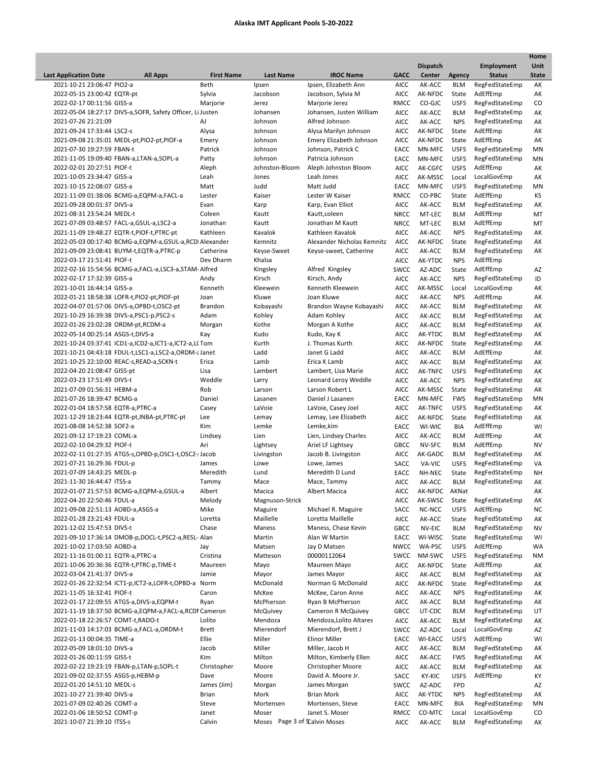**Alaska IMT Applicant Pools 5-20-2022**

| Last Application Date | All Apps | First Name | Last Name | IROC Name | GACC | Dispatch Center | Agency | Employment Status | Home Unit State |
|---|---|---|---|---|---|---|---|---|---|
| 2021-10-21 23:06:47 | PIO2-a | Beth | Ipsen | Ipsen, Elizabeth Ann | AICC | AK-ACC | BLM | RegFedStateEmp | AK |
| 2022-05-15 23:00:42 | EQTR-pt | Sylvia | Jacobson | Jacobson, Sylvia M | AICC | AK-NFDC | State | AdEffEmp | AK |
| 2022-02-17 00:11:56 | GISS-a | Marjorie | Jerez | Marjorie Jerez | RMCC | CO-GJC | USFS | RegFedStateEmp | CO |
| 2022-05-04 18:27:17 | DIVS-a,SOFR, Safety Officer, Li | Justen | Johansen | Johansen, Justen William | AICC | AK-ACC | BLM | RegFedStateEmp | AK |
| 2021-07-26 21:21:09 | | AJ | Johnson | Alfred Johnson | AICC | AK-ACC | NPS | RegFedStateEmp | AK |
| 2021-09-24 17:33:44 | LSC2-s | Alysa | Johnson | Alysa Marilyn Johnson | AICC | AK-NFDC | State | AdEffEmp | AK |
| 2021-09-08 21:35:01 | MEDL-pt,PIO2-pt,PIOF-a | Emery | Johnson | Emery Elizabeth Johnson | AICC | AK-NFDC | State | AdEffEmp | AK |
| 2021-07-30 19:27:59 | FBAN-t | Patrick | Johnson | Johnson, Patrick C | EACC | MN-MFC | USFS | RegFedStateEmp | MN |
| 2021-11-05 19:09:40 | FBAN-a,LTAN-a,SOPL-a | Patty | Johnson | Patricia Johnson | EACC | MN-MFC | USFS | RegFedStateEmp | MN |
| 2022-02-01 20:27:51 | PIOF-t | Aleph | Johnston-Bloom | Aleph Johnston Bloom | AICC | AK-CGFC | USFS | AdEffEmp | AK |
| 2021-10-05 23:34:47 | GISS-a | Leah | Jones | Leah Jones | AICC | AK-MSSC | Local | LocalGovEmp | AK |
| 2021-10-15 22:08:07 | GISS-a | Matt | Judd | Matt Judd | EACC | MN-MFC | USFS | RegFedStateEmp | MN |
| 2021-11-09 01:38:06 | BCMG-a,EQPM-a,FACL-a | Lester | Kaiser | Lester W Kaiser | RMCC | CO-PBC | State | AdEffEmp | KS |
| 2021-09-28 00:01:37 | DIVS-a | Evan | Karp | Karp, Evan Elliot | AICC | AK-ACC | BLM | RegFedStateEmp | AK |
| 2021-08-31 23:54:24 | MEDL-t | Coleen | Kautt | Kautt,coleen | NRCC | MT-LEC | BLM | AdEffEmp | MT |
| 2021-07-09 03:48:57 | FACL-a,GSUL-a,LSC2-a | Jonathan | Kautt | Jonathan M Kautt | NRCC | MT-LEC | BLM | AdEffEmp | MT |
| 2021-11-09 19:48:27 | EQTR-t,PIOF-t,PTRC-pt | Kathleen | Kavalok | Kathleen Kavalok | AICC | AK-ACC | NPS | RegFedStateEmp | AK |
| 2022-05-03 00:17:40 | BCMG-a,EQPM-a,GSUL-a,RCDI | Alexander | Kemnitz | Alexander Nicholas Kemnitz | AICC | AK-NFDC | State | RegFedStateEmp | AK |
| 2021-09-09 23:08:41 | BUYM-t,EQTR-a,PTRC-p | Catherine | Keyse-Sweet | Keyse-sweet, Catherine | AICC | AK-ACC | BLM | RegFedStateEmp | AK |
| 2022-03-17 21:51:41 | PIOF-t | Dev Dharm | Khalsa | | AICC | AK-YTDC | NPS | AdEffEmp | |
| 2022-02-16 15:54:56 | BCMG-a,FACL-a,LSC3-a,STAM- | Alfred | Kingsley | Alfred Kingsley | SWCC | AZ-ADC | State | AdEffEmp | AZ |
| 2022-02-17 17:32:39 | GISS-a | Andy | Kirsch | Kirsch, Andy | AICC | AK-ACC | NPS | RegFedStateEmp | ID |
| 2021-10-01 16:44:14 | GISS-a | Kenneth | Kleewein | Kenneth Kleewein | AICC | AK-MSSC | Local | LocalGovEmp | AK |
| 2022-01-21 18:58:38 | LOFR-t,PIO2-pt,PIOF-pt | Joan | Kluwe | Joan Kluwe | AICC | AK-ACC | NPS | AdEffEmp | AK |
| 2022-04-07 01:57:06 | DIVS-a,OPBD-t,OSC2-pt | Brandon | Kobayashi | Brandon Wayne Kobayashi | AICC | AK-ACC | BLM | RegFedStateEmp | AK |
| 2021-10-29 16:39:38 | DIVS-a,PSC1-p,PSC2-s | Adam | Kohley | Adam Kohley | AICC | AK-ACC | BLM | RegFedStateEmp | AK |
| 2022-01-26 23:02:28 | ORDM-pt,RCDM-a | Morgan | Kothe | Morgan A Kothe | AICC | AK-ACC | BLM | RegFedStateEmp | AK |
| 2022-05-14 00:25:14 | ASGS-t,DIVS-a | Kay | Kudo | Kudo, Kay K | AICC | AK-YTDC | BLM | RegFedStateEmp | AK |
| 2021-10-24 03:37:41 | ICD1-a,ICD2-a,ICT1-a,ICT2-a,L( | Tom | Kurth | J. Thomas Kurth | AICC | AK-NFDC | State | RegFedStateEmp | AK |
| 2021-10-21 04:43:18 | FDUL-t,LSC1-a,LSC2-a,ORDM-a | Janet | Ladd | Janet G Ladd | AICC | AK-ACC | BLM | AdEffEmp | AK |
| 2021-10-25 22:10:00 | REAC-s,READ-a,SCKN-t | Erica | Lamb | Erica K Lamb | AICC | AK-ACC | BLM | RegFedStateEmp | AK |
| 2022-04-20 21:08:47 | GISS-pt | Lisa | Lambert | Lambert, Lisa Marie | AICC | AK-TNFC | USFS | RegFedStateEmp | AK |
| 2022-03-23 17:51:49 | DIVS-t | Weddle | Larry | Leonard Leroy Weddle | AICC | AK-ACC | NPS | RegFedStateEmp | AK |
| 2021-07-09 01:56:31 | HEBM-a | Rob | Larson | Larson Robert L | AICC | AK-MSSC | State | RegFedStateEmp | AK |
| 2021-07-26 18:39:47 | BCMG-a | Daniel | Lasanen | Daniel J Lasanen | EACC | MN-MFC | FWS | RegFedStateEmp | MN |
| 2022-01-04 18:57:58 | EQTR-a,PTRC-a | Casey | LaVoie | LaVoie, Casey Joel | AICC | AK-TNFC | USFS | RegFedStateEmp | AK |
| 2021-12-29 18:23:44 | EQTR-pt,INBA-pt,PTRC-pt | Lee | Lemay | Lemay, Lee Elizabeth | AICC | AK-NFDC | State | RegFedStateEmp | AK |
| 2021-08-08 14:52:38 | SOF2-a | Kim | Lemke | Lemke,kim | EACC | WI-WIC | BIA | AdEffEmp | WI |
| 2021-09-12 17:19:23 | COML-a | Lindsey | Lien | Lien, Lindsey Charles | AICC | AK-ACC | BLM | AdEffEmp | AK |
| 2022-02-10 04:29:32 | PIOF-t | Ari | Lightsey | Ariel LF Lightsey | GBCC | NV-SFC | BLM | AdEffEmp | NV |
| 2022-02-11 01:27:35 | ATGS-s,OPBD-p,OSC1-t,OSC2- | Jacob | Livingston | Jacob B. Livingston | AICC | AK-GADC | BLM | RegFedStateEmp | AK |
| 2021-07-21 16:29:36 | FDUL-p | James | Lowe | Lowe, James | SACC | VA-VIC | USFS | RegFedStateEmp | VA |
| 2021-07-09 14:43:25 | MEDL-p | Meredith | Lund | Meredith D Lund | EACC | NH-NEC | State | RegFedStateEmp | NH |
| 2021-11-30 16:44:47 | ITSS-a | Tammy | Mace | Mace, Tammy | AICC | AK-ACC | BLM | RegFedStateEmp | AK |
| 2022-01-07 21:57:53 | BCMG-a,EQPM-a,GSUL-a | Albert | Macica | Albert Macica | AICC | AK-NFDC | AKNat | | AK |
| 2022-04-20 22:50:46 | FDUL-a | Melody | Magnuson-Strick | | AICC | AK-SWSC | State | RegFedStateEmp | AK |
| 2021-09-08 22:51:13 | AOBD-a,ASGS-a | Mike | Maguire | Michael R. Maguire | SACC | NC-NCC | USFS | AdEffEmp | NC |
| 2022-01-28 23:21:43 | FDUL-a | Loretta | Maillelle | Loretta Maillelle | AICC | AK-ACC | State | RegFedStateEmp | AK |
| 2021-12-02 15:47:53 | DIVS-t | Chase | Maness | Maness, Chase Kevin | GBCC | NV-EIC | BLM | RegFedStateEmp | NV |
| 2021-09-10 17:36:14 | DMOB-p,DOCL-t,PSC2-a,RESL- | Alan | Martin | Alan W Martin | EACC | WI-WISC | State | RegFedStateEmp | WI |
| 2021-10-02 17:03:50 | AOBD-a | Jay | Matsen | Jay D Matsen | NWCC | WA-PSC | USFS | AdEffEmp | WA |
| 2021-11-16 01:00:11 | EQTR-a,PTRC-a | Cristina | Matteson | 00000112064 | SWCC | NM-SWC | USFS | RegFedStateEmp | NM |
| 2021-10-06 20:36:36 | EQTR-t,PTRC-p,TIME-t | Maureen | Mayo | Maureen Mayo | AICC | AK-NFDC | State | AdEffEmp | AK |
| 2022-03-04 21:41:37 | DIVS-a | Jamie | Mayor | James Mayor | AICC | AK-ACC | BLM | RegFedStateEmp | AK |
| 2022-01-26 22:32:54 | ICT1-p,ICT2-a,LOFR-t,OPBD-a | Norm | McDonald | Norman G McDonald | AICC | AK-NFDC | State | RegFedStateEmp | AK |
| 2021-11-05 16:32:41 | PIOF-t | Caron | McKee | McKee, Caron Anne | AICC | AK-ACC | NPS | RegFedStateEmp | AK |
| 2022-01-17 22:09:55 | ATGS-a,DIVS-a,EQPM-t | Ryan | McPherson | Ryan B McPherson | AICC | AK-ACC | BLM | RegFedStateEmp | AK |
| 2021-11-19 18:37:50 | BCMG-a,EQPM-a,FACL-a,RCDI | Cameron | McQuivey | Cameron R McQuivey | GBCC | UT-CDC | BLM | RegFedStateEmp | UT |
| 2022-01-18 22:26:57 | COMT-t,RADO-t | Lolito | Mendoza | Mendoza,Lolito Altares | AICC | AK-ACC | BLM | RegFedStateEmp | AK |
| 2021-11-03 14:17:03 | BCMG-a,FACL-a,ORDM-t | Brett | Mierendorf | Mierendorf, Brett J | SWCC | AZ-ADC | Local | LocalGovEmp | AZ |
| 2022-01-13 00:04:35 | TIME-a | Ellie | Miller | Elinor Miller | EACC | WI-EACC | USFS | AdEffEmp | WI |
| 2022-05-09 18:01:10 | DIVS-a | Jacob | Miller | Miller, Jacob H | AICC | AK-ACC | BLM | RegFedStateEmp | AK |
| 2022-01-26 00:11:59 | GISS-t | Kim | Milton | Milton, Kimberly Ellen | AICC | AK-ACC | FWS | RegFedStateEmp | AK |
| 2022-02-22 19:23:19 | FBAN-p,LTAN-p,SOPL-t | Christopher | Moore | Christopher Moore | AICC | AK-ACC | BLM | RegFedStateEmp | AK |
| 2021-09-02 02:37:55 | ASGS-p,HEBM-p | Dave | Moore | David A. Moore Jr. | SACC | KY-KIC | USFS | AdEffEmp | KY |
| 2022-01-20 14:51:10 | MEDL-s | James (Jim) | Morgan | James Morgan | SWCC | AZ-ADC | FPD | | AZ |
| 2021-10-27 21:39:40 | DIVS-a | Brian | Mork | Brian Mork | AICC | AK-YTDC | NPS | RegFedStateEmp | AK |
| 2021-07-09 02:40:26 | COMT-a | Steve | Mortensen | Mortensen, Steve | EACC | MN-MFC | BIA | RegFedStateEmp | MN |
| 2022-01-06 18:50:52 | COMT-p | Janet | Moser | Janet S. Moser | RMCC | CO-MTC | Local | LocalGovEmp | CO |
| 2021-10-07 21:39:10 | ITSS-s | Calvin | Moses | Calvin Moses | AICC | AK-ACC | BLM | RegFedStateEmp | AK |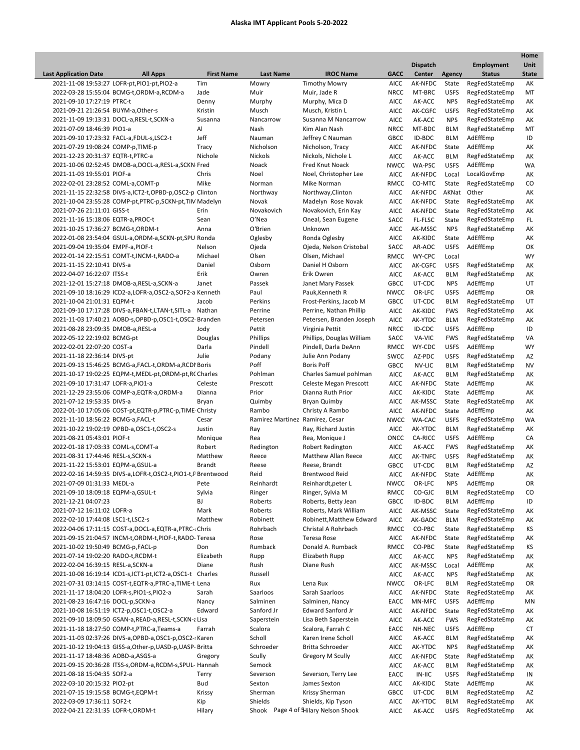## Alaska IMT Applicant Pools 5-20-2022

| Last Application Date | All Apps | First Name | Last Name | IROC Name | GACC | Dispatch Center | Agency | Employment Status | Home Unit State |
|---|---|---|---|---|---|---|---|---|---|
| 2021-11-08 19:53:27 | LOFR-pt,PIO1-pt,PIO2-a | Tim | Mowry | Timothy Mowry | AICC | AK-NFDC | State | RegFedStateEmp | AK |
| 2022-03-28 15:55:04 | BCMG-t,ORDM-a,RCDM-a | Jade | Muir | Muir, Jade R | NRCC | MT-BRC | USFS | RegFedStateEmp | MT |
| 2021-09-10 17:27:19 | PTRC-t | Denny | Murphy | Murphy, Mica D | AICC | AK-ACC | NPS | RegFedStateEmp | AK |
| 2021-09-21 21:26:54 | BUYM-a,Other-s | Kristin | Musch | Musch, Kristin L | AICC | AK-CGFC | USFS | RegFedStateEmp | AK |
| 2021-11-09 19:13:31 | DOCL-a,RESL-t,SCKN-a | Susanna | Nancarrow | Susanna M Nancarrow | AICC | AK-ACC | NPS | RegFedStateEmp | AK |
| 2021-07-09 18:46:39 | PIO1-a | Al | Nash | Kim Alan Nash | NRCC | MT-BDC | BLM | RegFedStateEmp | MT |
| 2021-09-10 17:23:32 | FACL-a,FDUL-s,LSC2-t | Jeff | Nauman | Jeffrey C Nauman | GBCC | ID-BDC | BLM | AdEffEmp | ID |
| 2021-07-29 19:08:24 | COMP-p,TIME-p | Tracy | Nicholson | Nicholson, Tracy | AICC | AK-NFDC | State | AdEffEmp | AK |
| 2021-12-23 20:31:37 | EQTR-t,PTRC-a | Nichole | Nickols | Nickols, Nichole L | AICC | AK-ACC | BLM | RegFedStateEmp | AK |
| 2021-10-06 02:52:45 | DMOB-a,DOCL-a,RESL-a,SCKN | Fred | Noack | Fred Knut Noack | NWCC | WA-PSC | USFS | AdEffEmp | WA |
| 2021-11-03 19:55:01 | PIOF-a | Chris | Noel | Noel, Christopher Lee | AICC | AK-NFDC | Local | LocalGovEmp | AK |
| 2022-02-01 23:28:52 | COML-a,COMT-p | Mike | Norman | Mike Norman | RMCC | CO-MTC | State | RegFedStateEmp | CO |
| 2021-11-15 22:32:58 | DIVS-a,ICT2-t,OPBD-p,OSC2-p | Clinton | Northway | Northway,Clinton | AICC | AK-NFDC | AKNat | Other | AK |
| 2021-10-04 23:55:28 | COMP-pt,PTRC-pt,SCKN-pt,TIM | Madelyn | Novak | Madelyn Rose Novak | AICC | AK-NFDC | State | RegFedStateEmp | AK |
| 2021-07-26 21:11:01 | GISS-t | Erin | Novakovich | Novakovich, Erin Kay | AICC | AK-NFDC | State | RegFedStateEmp | AK |
| 2021-11-16 15:18:06 | EQTR-a,PROC-t | Sean | O'Nea | Oneal, Sean Eugene | SACC | FL-FLSC | State | RegFedStateEmp | FL |
| 2021-10-25 17:36:27 | BCMG-t,ORDM-t | Anna | O'Brien | Unknown | AICC | AK-MSSC | NPS | RegFedStateEmp | AK |
| 2022-01-08 23:54:04 | GSUL-a,ORDM-a,SCKN-pt,SPU | Ronda | Oglesby | Ronda Oglesby | AICC | AK-KIDC | State | AdEffEmp | AK |
| 2021-09-04 19:35:04 | EMPF-a,PIOF-t | Nelson | Ojeda | Ojeda, Nelson Cristobal | SACC | AR-AOC | USFS | AdEffEmp | OK |
| 2022-01-14 22:15:51 | COMT-t,INCM-t,RADO-a | Michael | Olsen | Olsen, Michael | RMCC | WY-CPC | Local | | WY |
| 2021-11-15 22:10:41 | DIVS-a | Daniel | Osborn | Daniel H Osborn | AICC | AK-CGFC | USFS | RegFedStateEmp | AK |
| 2022-04-07 16:22:07 | ITSS-t | Erik | Owren | Erik Owren | AICC | AK-ACC | BLM | RegFedStateEmp | AK |
| 2021-12-01 15:27:18 | DMOB-a,RESL-a,SCKN-a | Janet | Passek | Janet Mary Passek | GBCC | UT-CDC | NPS | AdEffEmp | UT |
| 2021-09-10 18:16:29 | ICD2-a,LOFR-a,OSC2-a,SOF2-a | Kenneth | Paul | Pauk,Kenneth R | NWCC | OR-LFC | USFS | AdEffEmp | OR |
| 2021-10-04 21:01:31 | EQPM-t | Jacob | Perkins | Frost-Perkins, Jacob M | GBCC | UT-CDC | BLM | RegFedStateEmp | UT |
| 2021-09-10 17:17:28 | DIVS-a,FBAN-t,LTAN-t,SITL-a | Nathan | Perrine | Perrine, Nathan Phillip | AICC | AK-KIDC | FWS | RegFedStateEmp | AK |
| 2021-11-03 17:40:21 | AOBD-s,OPBD-p,OSC1-t,OSC2 | Branden | Petersen | Petersen, Branden Joseph | AICC | AK-YTDC | BLM | RegFedStateEmp | AK |
| 2021-08-28 23:09:35 | DMOB-a,RESL-a | Jody | Pettit | Virginia Pettit | NRCC | ID-CDC | USFS | AdEffEmp | ID |
| 2022-05-12 22:19:02 | BCMG-pt | Douglas | Phillips | Phillips, Douglas William | SACC | VA-VIC | FWS | RegFedStateEmp | VA |
| 2022-02-01 22:07:20 | COST-a | Darla | Pindell | Pindell, Darla DeAnn | RMCC | WY-CDC | USFS | AdEffEmp | WY |
| 2021-11-18 22:36:14 | DIVS-pt | Julie | Podany | Julie Ann Podany | SWCC | AZ-PDC | USFS | RegFedStateEmp | AZ |
| 2021-09-13 15:46:25 | BCMG-a,FACL-t,ORDM-a,RCDI | Boris | Poff | Boris Poff | GBCC | NV-LIC | BLM | RegFedStateEmp | NV |
| 2021-10-17 19:02:25 | EQPM-t,MEDL-pt,ORDM-pt,R | Charles | Pohlman | Charles Samuel pohlman | AICC | AK-ACC | BLM | RegFedStateEmp | AK |
| 2021-09-10 17:31:47 | LOFR-a,PIO1-a | Celeste | Prescott | Celeste Megan Prescott | AICC | AK-NFDC | State | AdEffEmp | AK |
| 2021-12-29 23:55:06 | COMP-a,EQTR-a,ORDM-a | Dianna | Prior | Dianna Ruth Prior | AICC | AK-KIDC | State | AdEffEmp | AK |
| 2021-07-12 19:53:35 | DIVS-a | Bryan | Quimby | Bryan Quimby | AICC | AK-MSSC | State | RegFedStateEmp | AK |
| 2022-01-10 17:05:06 | COST-pt,EQTR-p,PTRC-p,TIME | Christy | Rambo | Christy A Rambo | AICC | AK-NFDC | State | AdEffEmp | AK |
| 2021-11-10 18:56:22 | BCMG-a,FACL-t | Cesar | Ramirez Martinez | Ramirez, Cesar | NWCC | WA-CAC | USFS | RegFedStateEmp | WA |
| 2021-10-22 19:02:19 | OPBD-a,OSC1-t,OSC2-s | Justin | Ray | Ray, Richard Justin | AICC | AK-YTDC | BLM | RegFedStateEmp | AK |
| 2021-08-21 05:43:01 | PIOF-t | Monique | Rea | Rea, Monique J | ONCC | CA-RICC | USFS | AdEffEmp | CA |
| 2022-01-18 17:03:33 | COML-s,COMT-a | Robert | Redington | Robert Redington | AICC | AK-ACC | FWS | RegFedStateEmp | AK |
| 2021-08-31 17:44:46 | RESL-s,SCKN-s | Matthew | Reece | Matthew Allan Reece | AICC | AK-TNFC | USFS | RegFedStateEmp | AK |
| 2021-11-22 15:53:01 | EQPM-a,GSUL-a | Brandt | Reese | Reese, Brandt | GBCC | UT-CDC | BLM | RegFedStateEmp | AZ |
| 2022-02-16 14:59:35 | DIVS-a,LOFR-t,OSC2-t,PIO1-t,F | Brentwood | Reid | Brentwood Reid | AICC | AK-NFDC | State | AdEffEmp | AK |
| 2021-07-09 01:31:33 | MEDL-a | Pete | Reinhardt | Reinhardt,peter L | NWCC | OR-LFC | NPS | AdEffEmp | OR |
| 2021-09-10 18:09:18 | EQPM-a,GSUL-t | Sylvia | Ringer | Ringer, Sylvia M | RMCC | CO-GJC | BLM | RegFedStateEmp | CO |
| 2021-12-21 04:07:23 | | BJ | Roberts | Roberts, Betty Jean | GBCC | ID-BDC | BLM | AdEffEmp | ID |
| 2021-07-12 16:11:02 | LOFR-a | Mark | Roberts | Roberts, Mark William | AICC | AK-MSSC | State | RegFedStateEmp | AK |
| 2022-02-10 17:44:08 | LSC1-t,LSC2-s | Matthew | Robinett | Robinett,Matthew Edward | AICC | AK-GADC | BLM | RegFedStateEmp | AK |
| 2022-04-06 17:11:15 | COST-a,DOCL-a,EQTR-a,PTRC- | Chris | Rohrbach | Christal A Rohrbach | RMCC | CO-PBC | State | RegFedStateEmp | KS |
| 2021-09-15 21:04:57 | INCM-t,ORDM-t,PIOF-t,RADO- | Teresa | Rose | Teresa Rose | AICC | AK-NFDC | State | RegFedStateEmp | AK |
| 2021-10-02 19:50:49 | BCMG-p,FACL-p | Don | Rumback | Donald A. Rumback | RMCC | CO-PBC | State | RegFedStateEmp | KS |
| 2021-07-14 19:02:20 | RADO-t,RCDM-t | Elizabeth | Rupp | Elizabeth Rupp | AICC | AK-ACC | NPS | RegFedStateEmp | AK |
| 2022-02-04 16:39:15 | RESL-a,SCKN-a | Diane | Rush | Diane Rush | AICC | AK-MSSC | Local | AdEffEmp | AK |
| 2021-10-08 16:19:14 | ICD1-s,ICT1-pt,ICT2-a,OSC1-t | Charles | Russell | | AICC | AK-ACC | NPS | RegFedStateEmp | AK |
| 2021-07-31 03:14:15 | COST-t,EQTR-a,PTRC-a,TIME-t | Lena | Rux | Lena Rux | NWCC | OR-LFC | BLM | RegFedStateEmp | OR |
| 2021-11-17 18:04:20 | LOFR-s,PIO1-s,PIO2-a | Sarah | Saarloos | Sarah Saarloos | AICC | AK-NFDC | State | RegFedStateEmp | AK |
| 2021-08-23 16:47:16 | DOCL-p,SCKN-a | Nancy | Salminen | Salminen, Nancy | EACC | MN-MFC | USFS | AdEffEmp | MN |
| 2021-10-08 16:51:19 | ICT2-p,OSC1-t,OSC2-a | Edward | Sanford Jr | Edward Sanford Jr | AICC | AK-NFDC | State | RegFedStateEmp | AK |
| 2021-09-10 18:09:50 | GSAN-a,READ-a,RESL-t,SCKN- | Lisa | Saperstein | Lisa Beth Saperstein | AICC | AK-ACC | FWS | RegFedStateEmp | AK |
| 2021-11-18 18:27:50 | COMP-t,PTRC-a,Teams-a | Farrah | Scalora | Scalora, Farrah C | EACC | NH-NEC | USFS | AdEffEmp | CT |
| 2021-11-03 02:37:26 | DIVS-a,OPBD-a,OSC1-p,OSC2- | Karen | Scholl | Karen Irene Scholl | AICC | AK-ACC | BLM | RegFedStateEmp | AK |
| 2021-10-12 19:04:13 | GISS-a,Other-p,UASD-p,UASP | Britta | Schroeder | Britta Schroeder | AICC | AK-YTDC | NPS | RegFedStateEmp | AK |
| 2021-11-17 18:48:36 | AOBD-a,ASGS-a | Gregory | Scully | Gregory M Scully | AICC | AK-NFDC | State | RegFedStateEmp | AK |
| 2021-09-15 20:36:28 | ITSS-s,ORDM-a,RCDM-s,SPUL- | Hannah | Semock | | AICC | AK-ACC | BLM | RegFedStateEmp | AK |
| 2021-08-28 15:04:35 | SOF2-a | Terry | Severson | Severson, Terry Lee | EACC | IN-IIC | USFS | RegFedStateEmp | IN |
| 2022-03-10 20:15:32 | PIO2-pt | Bud | Sexton | James Sexton | AICC | AK-KIDC | State | AdEffEmp | AK |
| 2021-07-15 19:15:58 | BCMG-t,EQPM-t | Krissy | Sherman | Krissy Sherman | GBCC | UT-CDC | BLM | RegFedStateEmp | AZ |
| 2022-03-09 17:36:11 | SOF2-t | Kip | Shields | Shields, Kip Tyson | AICC | AK-YTDC | BLM | RegFedStateEmp | AK |
| 2022-04-21 22:31:35 | LOFR-t,ORDM-t | Hilary | Shook | Hilary Nelson Shook | AICC | AK-ACC | USFS | RegFedStateEmp | AK |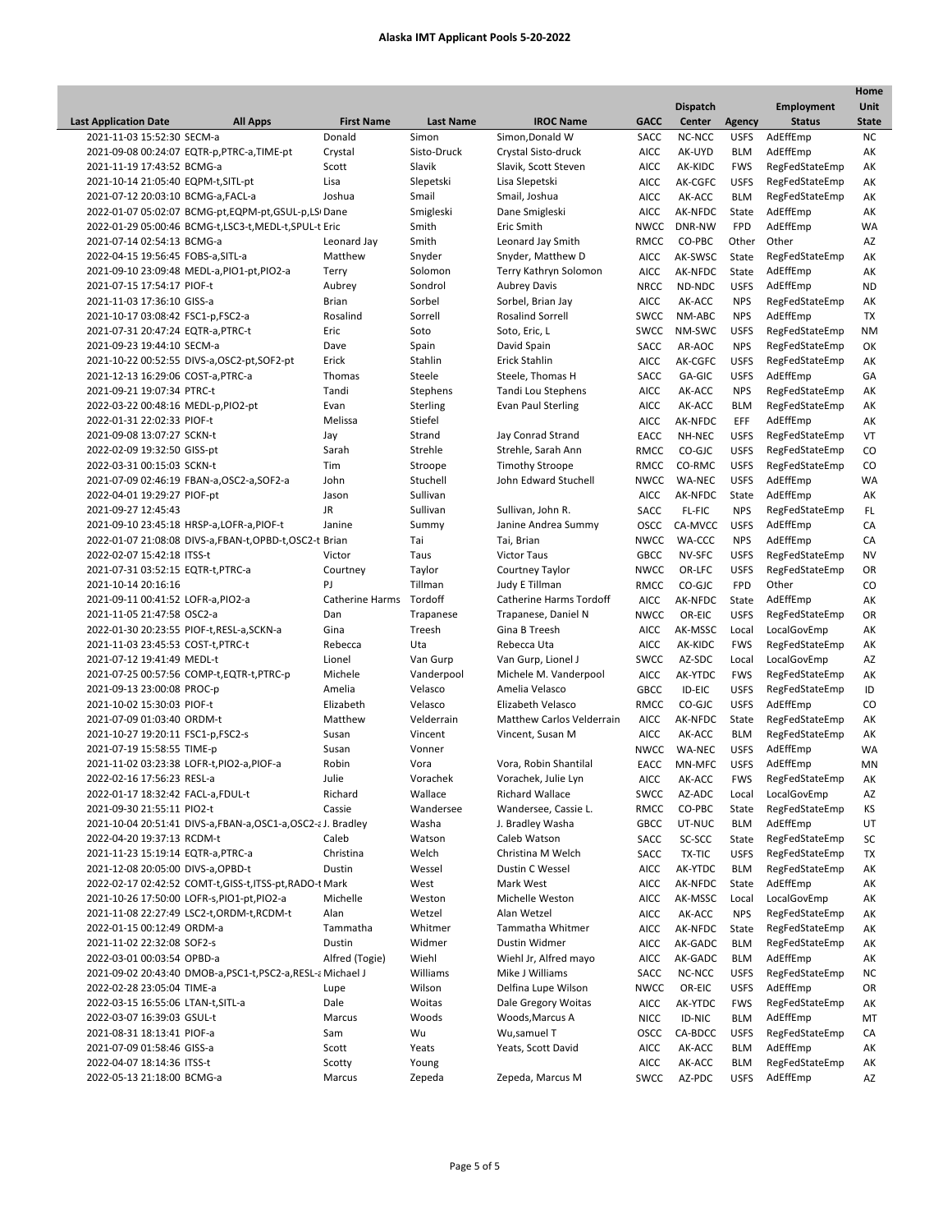# Alaska IMT Applicant Pools 5-20-2022

| Last Application Date | All Apps | First Name | Last Name | IROC Name | GACC | Dispatch Center | Agency | Employment Status | Home Unit State |
|---|---|---|---|---|---|---|---|---|---|
| 2021-11-03 15:52:30 | SECM-a | Donald | Simon | Simon,Donald W | SACC | NC-NCC | USFS | AdEffEmp | NC |
| 2021-09-08 00:24:07 | EQTR-p,PTRC-t,TIME-pt | Crystal | Sisto-Druck | Crystal Sisto-druck | AICC | AK-UYD | BLM | AdEffEmp | AK |
| 2021-11-19 17:43:52 | BCMG-a | Scott | Slavik | Slavik, Scott Steven | AICC | AK-KIDC | FWS | RegFedStateEmp | AK |
| 2021-10-14 21:05:40 | EQPM-t,SITL-pt | Lisa | Slepetski | Lisa Slepetski | AICC | AK-CGFC | USFS | RegFedStateEmp | AK |
| 2021-07-12 20:03:10 | BCMG-a,FACL-a | Joshua | Smail | Smail, Joshua | AICC | AK-ACC | BLM | RegFedStateEmp | AK |
| 2022-01-07 05:02:07 | BCMG-pt,EQPM-pt,GSUL-p,LS | Dane | Smigleski | Dane Smigleski | AICC | AK-NFDC | State | AdEffEmp | AK |
| 2022-01-29 05:00:46 | BCMG-t,LSC3-t,MEDL-t,SPUL-t | Eric | Smith | Eric Smith | NWCC | DNR-NW | FPD | AdEffEmp | WA |
| 2021-07-14 02:54:13 | BCMG-a | Leonard Jay | Smith | Leonard Jay Smith | RMCC | CO-PBC | Other | Other | AZ |
| 2022-04-15 19:56:45 | FOBS-a,SITL-a | Matthew | Snyder | Snyder, Matthew D | AICC | AK-SWSC | State | RegFedStateEmp | AK |
| 2021-09-10 23:09:48 | MEDL-a,PIO1-pt,PIO2-a | Terry | Solomon | Terry Kathryn Solomon | AICC | AK-NFDC | State | AdEffEmp | AK |
| 2021-07-15 17:54:17 | PIOF-t | Aubrey | Sondrol | Aubrey Davis | NRCC | ND-NDC | USFS | AdEffEmp | ND |
| 2021-11-03 17:36:10 | GISS-a | Brian | Sorbel | Sorbel, Brian Jay | AICC | AK-ACC | NPS | RegFedStateEmp | AK |
| 2021-10-17 03:08:42 | FSC1-p,FSC2-a | Rosalind | Sorrell | Rosalind Sorrell | SWCC | NM-ABC | NPS | AdEffEmp | TX |
| 2021-07-31 20:47:24 | EQTR-a,PTRC-t | Eric | Soto | Soto, Eric, L | SWCC | NM-SWC | USFS | RegFedStateEmp | NM |
| 2021-09-23 19:44:10 | SECM-a | Dave | Spain | David Spain | SACC | AR-AOC | NPS | RegFedStateEmp | OK |
| 2021-10-22 00:52:55 | DIVS-a,OSC2-pt,SOF2-pt | Erick | Stahlin | Erick Stahlin | AICC | AK-CGFC | USFS | RegFedStateEmp | AK |
| 2021-12-13 16:29:06 | COST-a,PTRC-a | Thomas | Steele | Steele, Thomas H | SACC | GA-GIC | USFS | AdEffEmp | GA |
| 2021-09-21 19:07:34 | PTRC-t | Tandi | Stephens | Tandi Lou Stephens | AICC | AK-ACC | NPS | RegFedStateEmp | AK |
| 2022-03-22 00:48:16 | MEDL-p,PIO2-pt | Evan | Sterling | Evan Paul Sterling | AICC | AK-ACC | BLM | RegFedStateEmp | AK |
| 2022-01-31 22:02:33 | PIOF-t | Melissa | Stiefel | | AICC | AK-NFDC | EFF | AdEffEmp | AK |
| 2021-09-08 13:07:27 | SCKN-t | Jay | Strand | Jay Conrad Strand | EACC | NH-NEC | USFS | RegFedStateEmp | VT |
| 2022-02-09 19:32:50 | GISS-pt | Sarah | Strehle | Strehle, Sarah Ann | RMCC | CO-GJC | USFS | RegFedStateEmp | CO |
| 2022-03-31 00:15:03 | SCKN-t | Tim | Stroope | Timothy Stroope | RMCC | CO-RMC | USFS | RegFedStateEmp | CO |
| 2021-07-09 02:46:19 | FBAN-a,OSC2-a,SOF2-a | John | Stuchell | John Edward Stuchell | NWCC | WA-NEC | USFS | AdEffEmp | WA |
| 2022-04-01 19:29:27 | PIOF-pt | Jason | Sullivan | | AICC | AK-NFDC | State | AdEffEmp | AK |
| 2021-09-27 12:45:43 | | JR | Sullivan | Sullivan, John R. | SACC | FL-FIC | NPS | RegFedStateEmp | FL |
| 2021-09-10 23:45:18 | HRSP-a,LOFR-a,PIOF-t | Janine | Summy | Janine Andrea Summy | OSCC | CA-MVCC | USFS | AdEffEmp | CA |
| 2022-01-07 21:08:08 | DIVS-a,FBAN-t,OPBD-t,OSC2-t | Brian | Tai | Tai, Brian | NWCC | WA-CCC | NPS | AdEffEmp | CA |
| 2022-02-07 15:42:18 | ITSS-t | Victor | Taus | Victor Taus | GBCC | NV-SFC | USFS | RegFedStateEmp | NV |
| 2021-07-31 03:52:15 | EQTR-t,PTRC-a | Courtney | Taylor | Courtney Taylor | NWCC | OR-LFC | USFS | RegFedStateEmp | OR |
| 2021-10-14 20:16:16 | | PJ | Tillman | Judy E Tillman | RMCC | CO-GJC | FPD | Other | CO |
| 2021-09-11 00:41:52 | LOFR-a,PIO2-a | Catherine Harms | Tordoff | Catherine Harms Tordoff | AICC | AK-NFDC | State | AdEffEmp | AK |
| 2021-11-05 21:47:58 | OSC2-a | Dan | Trapanese | Trapanese, Daniel N | NWCC | OR-EIC | USFS | RegFedStateEmp | OR |
| 2022-01-30 20:23:55 | PIOF-t,RESL-a,SCKN-a | Gina | Treesh | Gina B Treesh | AICC | AK-MSSC | Local | LocalGovEmp | AK |
| 2021-11-03 23:45:53 | COST-t,PTRC-t | Rebecca | Uta | Rebecca Uta | AICC | AK-KIDC | FWS | RegFedStateEmp | AK |
| 2021-07-12 19:41:49 | MEDL-t | Lionel | Van Gurp | Van Gurp, Lionel J | SWCC | AZ-SDC | Local | LocalGovEmp | AZ |
| 2021-07-25 00:57:56 | COMP-t,EQTR-t,PTRC-p | Michele | Vanderpool | Michele M. Vanderpool | AICC | AK-YTDC | FWS | RegFedStateEmp | AK |
| 2021-09-13 23:00:08 | PROC-p | Amelia | Velasco | Amelia Velasco | GBCC | ID-EIC | USFS | RegFedStateEmp | ID |
| 2021-10-02 15:30:03 | PIOF-t | Elizabeth | Velasco | Elizabeth Velasco | RMCC | CO-GJC | USFS | AdEffEmp | CO |
| 2021-07-09 01:03:40 | ORDM-t | Matthew | Velderrain | Matthew Carlos Velderrain | AICC | AK-NFDC | State | RegFedStateEmp | AK |
| 2021-10-27 19:20:11 | FSC1-p,FSC2-s | Susan | Vincent | Vincent, Susan M | AICC | AK-ACC | BLM | RegFedStateEmp | AK |
| 2021-07-19 15:58:55 | TIME-p | Susan | Vonner | | NWCC | WA-NEC | USFS | AdEffEmp | WA |
| 2021-11-02 03:23:38 | LOFR-t,PIO2-a,PIOF-a | Robin | Vora | Vora, Robin Shantilal | EACC | MN-MFC | USFS | AdEffEmp | MN |
| 2022-02-16 17:56:23 | RESL-a | Julie | Vorachek | Vorachek, Julie Lyn | AICC | AK-ACC | FWS | RegFedStateEmp | AK |
| 2022-01-17 18:32:42 | FACL-a,FDUL-t | Richard | Wallace | Richard Wallace | SWCC | AZ-ADC | Local | LocalGovEmp | AZ |
| 2021-09-30 21:55:11 | PIO2-t | Cassie | Wandersee | Wandersee, Cassie L. | RMCC | CO-PBC | State | RegFedStateEmp | KS |
| 2021-10-04 20:51:41 | DIVS-a,FBAN-a,OSC1-a,OSC2-a | J. Bradley | Washa | J. Bradley Washa | GBCC | UT-NUC | BLM | AdEffEmp | UT |
| 2022-04-20 19:37:13 | RCDM-t | Caleb | Watson | Caleb Watson | SACC | SC-SCC | State | RegFedStateEmp | SC |
| 2021-11-23 15:19:14 | EQTR-a,PTRC-a | Christina | Welch | Christina M Welch | SACC | TX-TIC | USFS | RegFedStateEmp | TX |
| 2021-12-08 20:05:00 | DIVS-a,OPBD-t | Dustin | Wessel | Dustin C Wessel | AICC | AK-YTDC | BLM | RegFedStateEmp | AK |
| 2022-02-17 02:42:52 | COMT-t,GISS-t,ITSS-pt,RADO-t | Mark | West | Mark West | AICC | AK-NFDC | State | AdEffEmp | AK |
| 2021-10-26 17:50:00 | LOFR-s,PIO1-pt,PIO2-a | Michelle | Weston | Michelle Weston | AICC | AK-MSSC | Local | LocalGovEmp | AK |
| 2021-11-08 22:27:49 | LSC2-t,ORDM-t,RCDM-t | Alan | Wetzel | Alan Wetzel | AICC | AK-ACC | NPS | RegFedStateEmp | AK |
| 2022-01-15 00:12:49 | ORDM-a | Tammatha | Whitmer | Tammatha Whitmer | AICC | AK-NFDC | State | RegFedStateEmp | AK |
| 2021-11-02 22:32:08 | SOF2-s | Dustin | Widmer | Dustin Widmer | AICC | AK-GADC | BLM | RegFedStateEmp | AK |
| 2022-03-01 00:03:54 | OPBD-a | Alfred (Togie) | Wiehl | Wiehl Jr, Alfred mayo | AICC | AK-GADC | BLM | AdEffEmp | AK |
| 2021-09-02 20:43:40 | DMOB-a,PSC1-t,PSC2-a,RESL-a | Michael J | Williams | Mike J Williams | SACC | NC-NCC | USFS | RegFedStateEmp | NC |
| 2022-02-28 23:05:04 | TIME-a | Lupe | Wilson | Delfina Lupe Wilson | NWCC | OR-EIC | USFS | AdEffEmp | OR |
| 2022-03-15 16:55:06 | LTAN-t,SITL-a | Dale | Woitas | Dale Gregory Woitas | AICC | AK-YTDC | FWS | RegFedStateEmp | AK |
| 2022-03-07 16:39:03 | GSUL-t | Marcus | Woods | Woods,Marcus A | NICC | ID-NIC | BLM | AdEffEmp | MT |
| 2021-08-31 18:13:41 | PIOF-a | Sam | Wu | Wu,samuel T | OSCC | CA-BDCC | USFS | RegFedStateEmp | CA |
| 2021-07-09 01:58:46 | GISS-a | Scott | Yeats | Yeats, Scott David | AICC | AK-ACC | BLM | AdEffEmp | AK |
| 2022-04-07 18:14:36 | ITSS-t | Scotty | Young | | AICC | AK-ACC | BLM | RegFedStateEmp | AK |
| 2022-05-13 21:18:00 | BCMG-a | Marcus | Zepeda | Zepeda, Marcus M | SWCC | AZ-PDC | USFS | AdEffEmp | AZ |